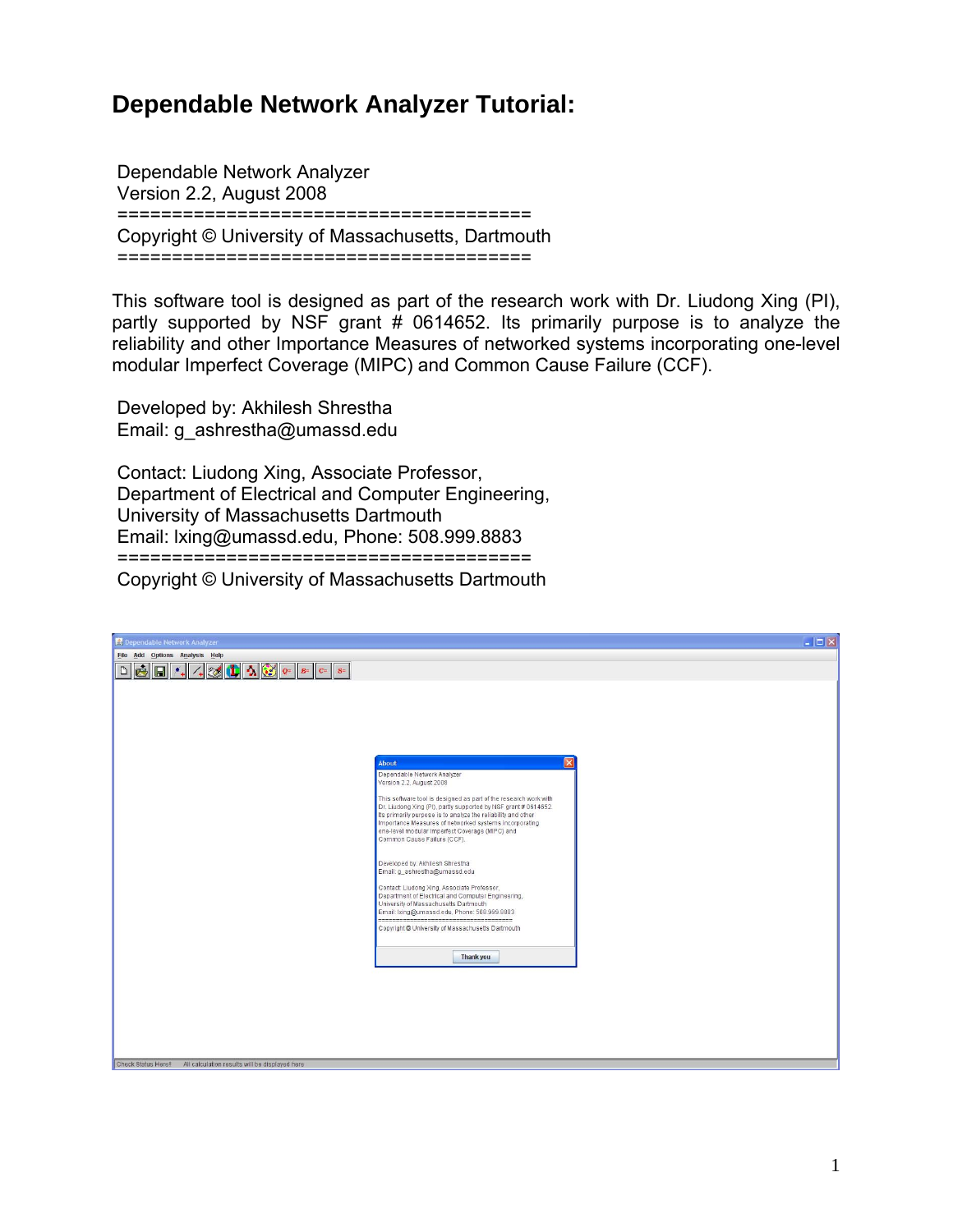# Dependable Network Analyzer Tutorial:

Dependable Network Analyzer
Version 2.2, August 2008
=====================================
Copyright © University of Massachusetts, Dartmouth
=====================================

This software tool is designed as part of the research work with Dr. Liudong Xing (PI), partly supported by NSF grant # 0614652. Its primarily purpose is to analyze the reliability and other Importance Measures of networked systems incorporating one-level modular Imperfect Coverage (MIPC) and Common Cause Failure (CCF).

Developed by: Akhilesh Shrestha
Email: g_ashrestha@umassd.edu

Contact: Liudong Xing, Associate Professor,
Department of Electrical and Computer Engineering,
University of Massachusetts Dartmouth
Email: lxing@umassd.edu, Phone: 508.999.8883
=====================================
Copyright © University of Massachusetts Dartmouth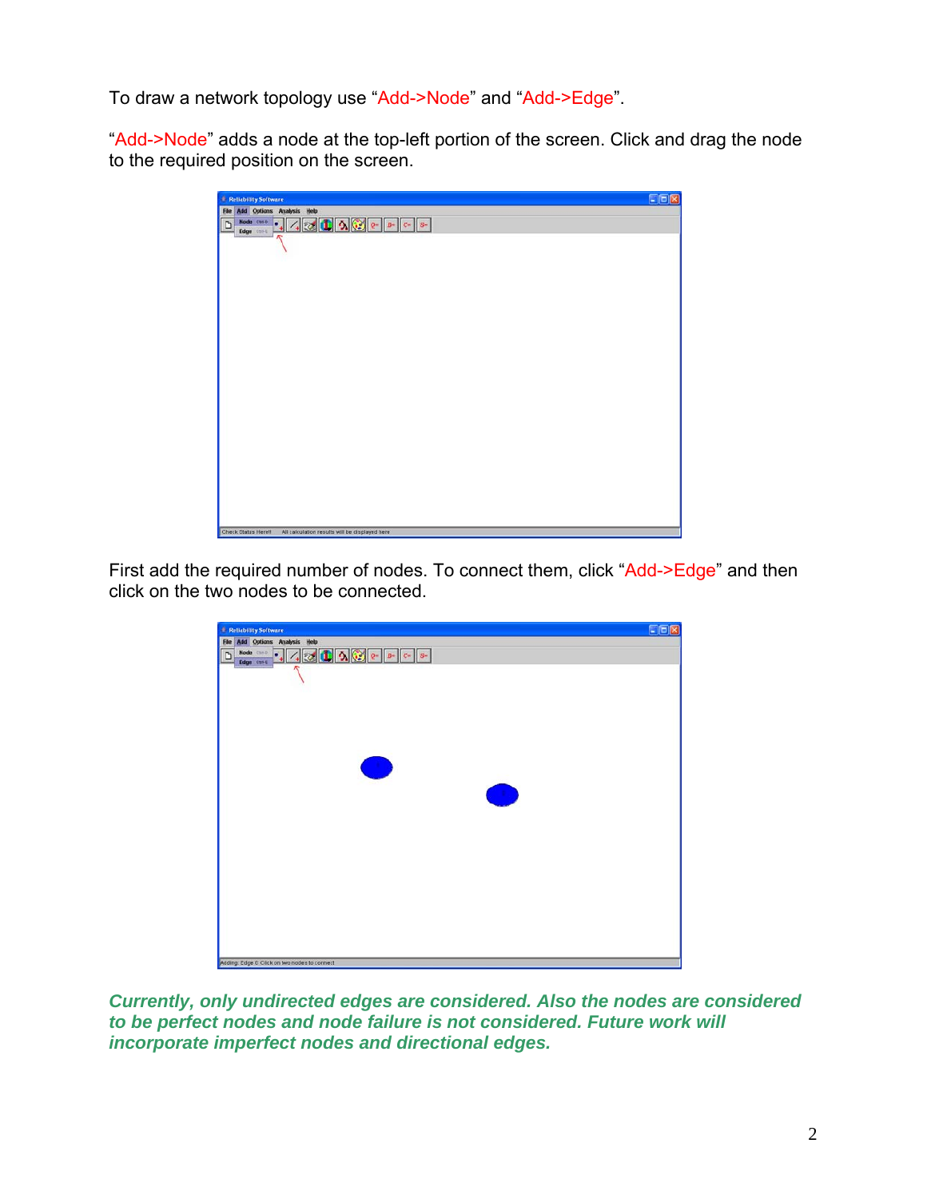To draw a network topology use “Add->Node” and “Add->Edge”.

“Add->Node” adds a node at the top-left portion of the screen. Click and drag the node to the required position on the screen.

First add the required number of nodes. To connect them, click “Add->Edge” and then click on the two nodes to be connected.

***Currently, only undirected edges are considered. Also the nodes are considered to be perfect nodes and node failure is not considered. Future work will incorporate imperfect nodes and directional edges.***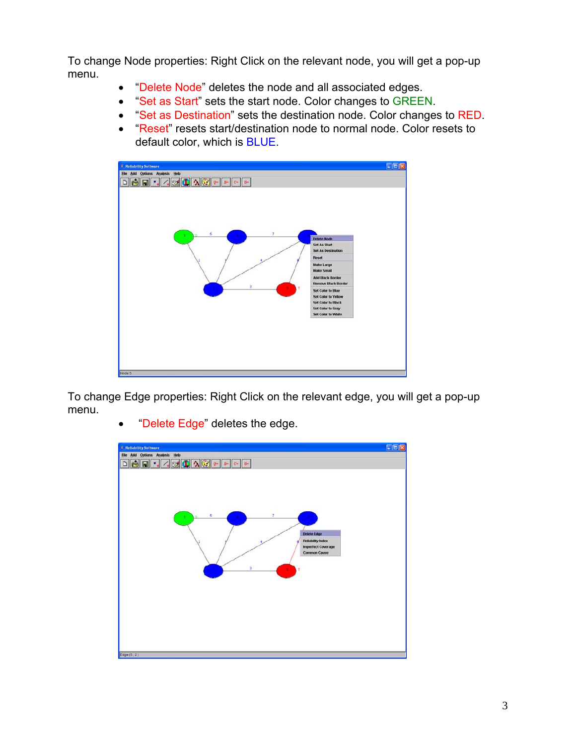To change Node properties: Right Click on the relevant node, you will get a pop-up menu.

- "Delete Node" deletes the node and all associated edges.
- "Set as Start" sets the start node. Color changes to GREEN.
- "Set as Destination" sets the destination node. Color changes to RED.
- "Reset" resets start/destination node to normal node. Color resets to default color, which is BLUE.

To change Edge properties: Right Click on the relevant edge, you will get a pop-up menu.

- "Delete Edge" deletes the edge.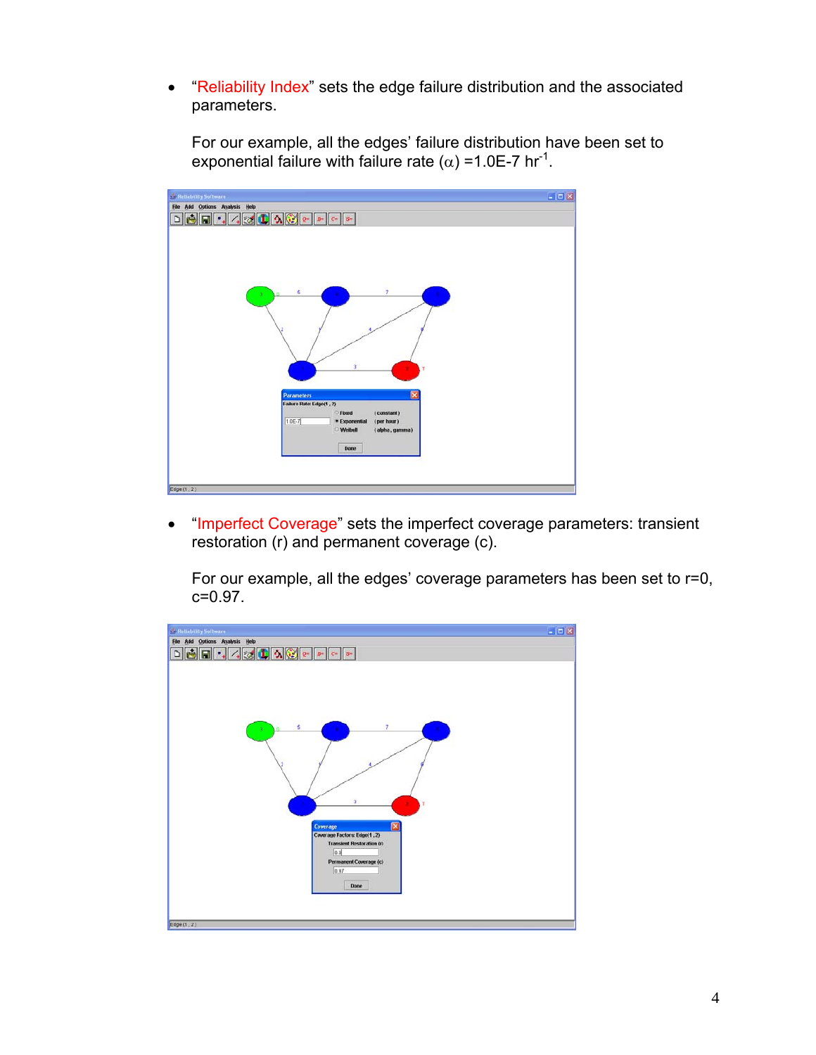- "Reliability Index" sets the edge failure distribution and the associated parameters.

  For our example, all the edges' failure distribution have been set to exponential failure with failure rate ($\alpha$) =1.0E-7 $hr^{-1}$.

- "Imperfect Coverage" sets the imperfect coverage parameters: transient restoration (r) and permanent coverage (c).

  For our example, all the edges' coverage parameters has been set to r=0, c=0.97.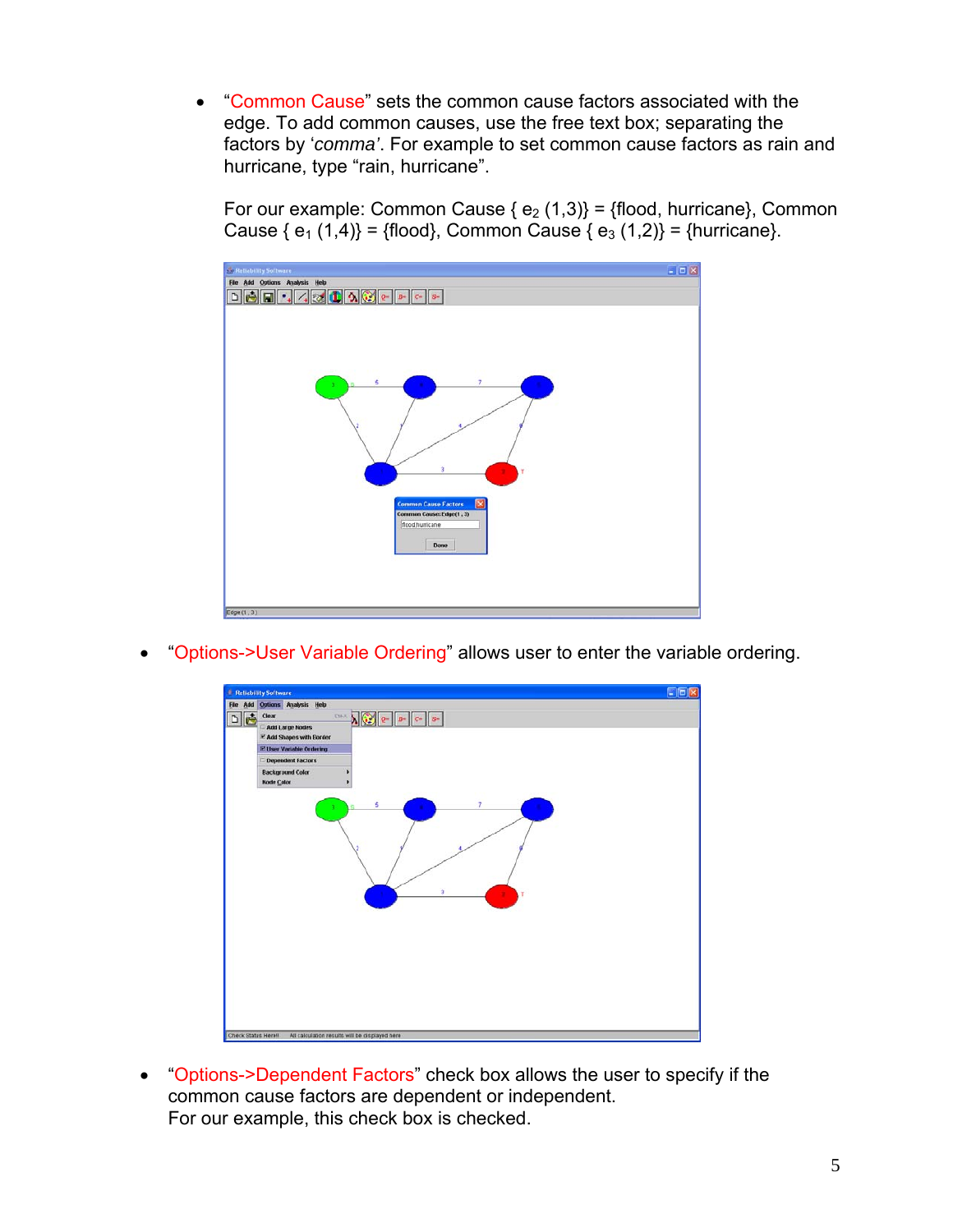- "Common Cause" sets the common cause factors associated with the edge. To add common causes, use the free text box; separating the factors by '*comma*'. For example to set common cause factors as rain and hurricane, type "rain, hurricane".

  For our example: Common Cause { $e_2$ (1,3)} = {flood, hurricane}, Common Cause { $e_1$ (1,4)} = {flood}, Common Cause { $e_3$ (1,2)} = {hurricane}.

- "Options->User Variable Ordering" allows user to enter the variable ordering.

- "Options->Dependent Factors" check box allows the user to specify if the common cause factors are dependent or independent.
  For our example, this check box is checked.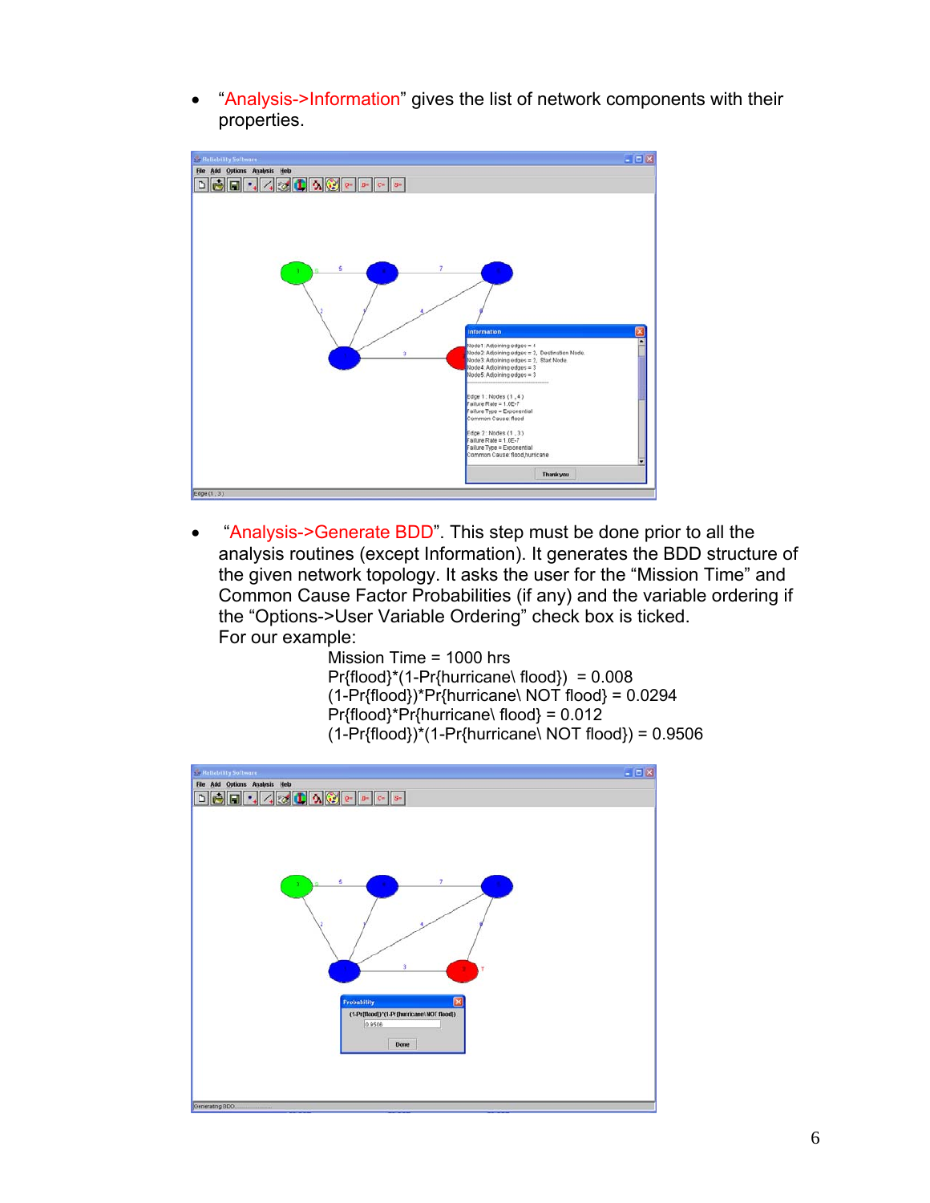- "Analysis->Information" gives the list of network components with their properties.

- "Analysis->Generate BDD". This step must be done prior to all the analysis routines (except Information). It generates the BDD structure of the given network topology. It asks the user for the "Mission Time" and Common Cause Factor Probabilities (if any) and the variable ordering if the "Options->User Variable Ordering" check box is ticked.
  For our example:

  Mission Time = 1000 hrs
  Pr{flood}*(1-Pr{hurricane\ flood}) = 0.008
  (1-Pr{flood})*Pr{hurricane\ NOT flood} = 0.0294
  Pr{flood}*Pr{hurricane\ flood} = 0.012
  (1-Pr{flood})*(1-Pr{hurricane\ NOT flood}) = 0.9506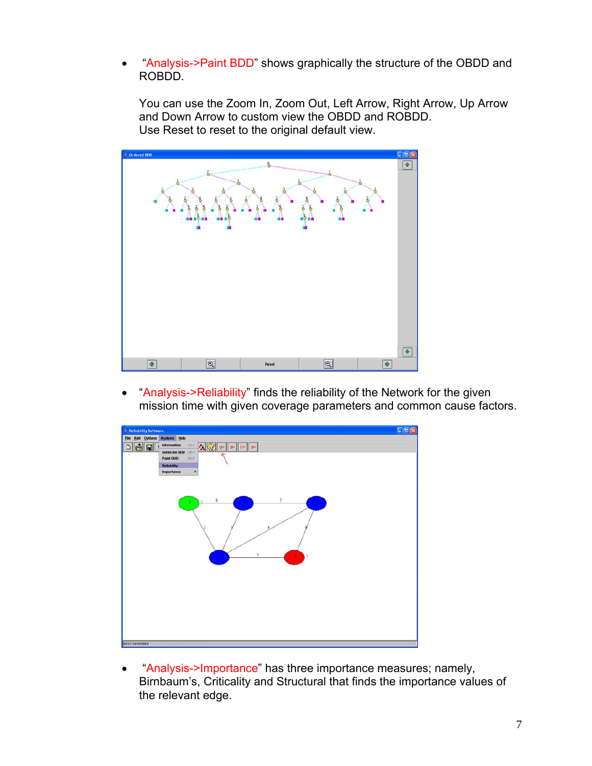- "Analysis->Paint BDD" shows graphically the structure of the OBDD and ROBDD.

  You can use the Zoom In, Zoom Out, Left Arrow, Right Arrow, Up Arrow and Down Arrow to custom view the OBDD and ROBDD.
  Use Reset to reset to the original default view.

- "Analysis->Reliability" finds the reliability of the Network for the given mission time with given coverage parameters and common cause factors.

- "Analysis->Importance" has three importance measures; namely, Birnbaum's, Criticality and Structural that finds the importance values of the relevant edge.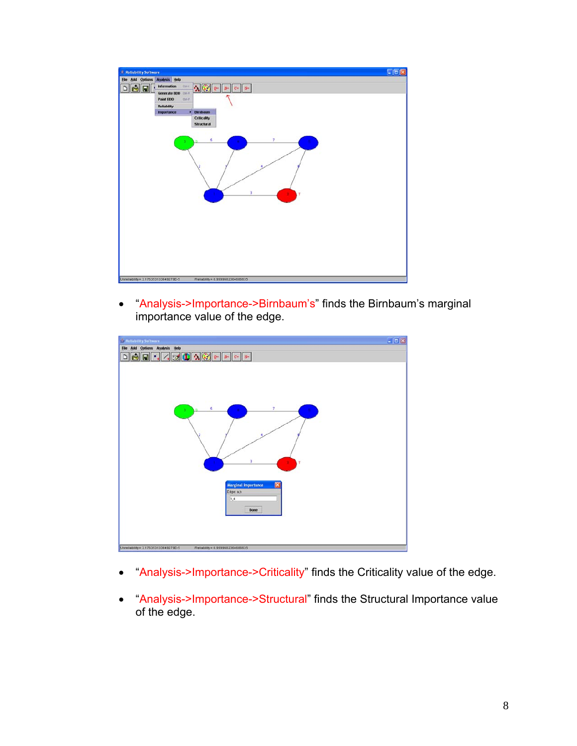- "Analysis->Importance->Birnbaum's" finds the Birnbaum's marginal importance value of the edge.

- "Analysis->Importance->Criticality" finds the Criticality value of the edge.

- "Analysis->Importance->Structural" finds the Structural Importance value of the edge.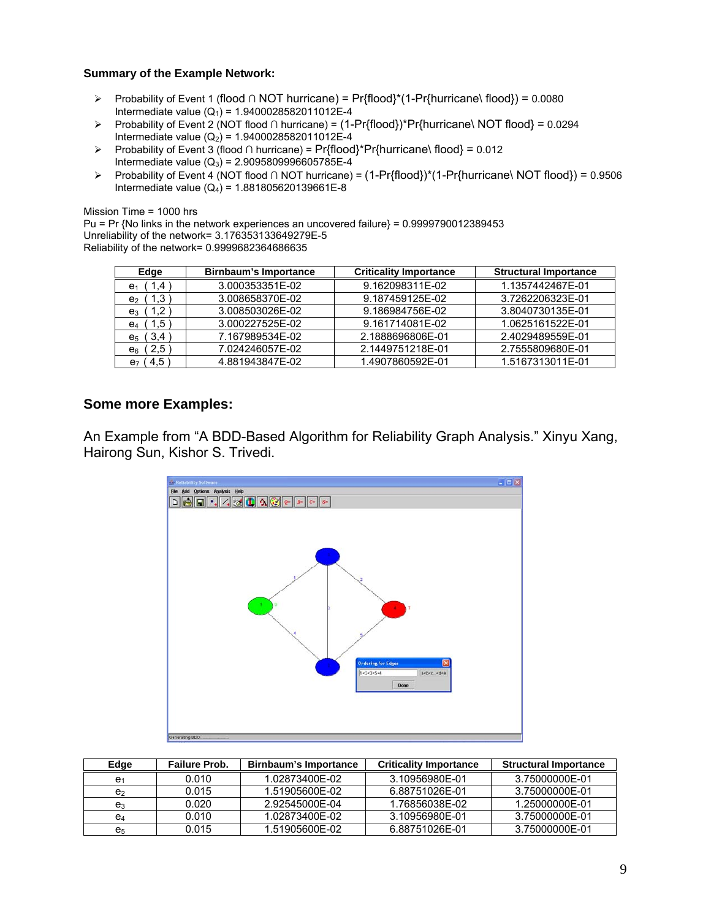**Summary of the Example Network:**

- Probability of Event 1 (flood ∩ NOT hurricane) = Pr{flood}*(1-Pr{hurricane\ flood}) = 0.0080
  Intermediate value ($Q_1$) = 1.9400028582011012E-4
- Probability of Event 2 (NOT flood ∩ hurricane) = (1-Pr{flood})*Pr{hurricane\ NOT flood} = 0.0294
  Intermediate value ($Q_2$) = 1.9400028582011012E-4
- Probability of Event 3 (flood ∩ hurricane) = Pr{flood}*Pr{hurricane\ flood} = 0.012
  Intermediate value ($Q_3$) = 2.9095809996605785E-4
- Probability of Event 4 (NOT flood ∩ NOT hurricane) = (1-Pr{flood})*(1-Pr{hurricane\ NOT flood}) = 0.9506
  Intermediate value ($Q_4$) = 1.881805620139661E-8

Mission Time = 1000 hrs
Pu = Pr {No links in the network experiences an uncovered failure} = 0.9999790012389453
Unreliability of the network= 3.176353133649279E-5
Reliability of the network= 0.9999682364686635

| Edge | Birnbaum's Importance | Criticality Importance | Structural Importance |
|---|---|---|---|
| $e_1$ ( 1,4 ) | 3.000353351E-02 | 9.162098311E-02 | 1.1357442467E-01 |
| $e_2$ ( 1,3 ) | 3.008658370E-02 | 9.187459125E-02 | 3.7262206323E-01 |
| $e_3$ ( 1,2 ) | 3.008503026E-02 | 9.186984756E-02 | 3.8040730135E-01 |
| $e_4$ ( 1,5 ) | 3.000227525E-02 | 9.161714081E-02 | 1.0625161522E-01 |
| $e_5$ ( 3,4 ) | 7.167989534E-02 | 2.1888696806E-01 | 2.4029489559E-01 |
| $e_6$ ( 2,5 ) | 7.024246057E-02 | 2.1449751218E-01 | 2.7555809680E-01 |
| $e_7$ ( 4,5 ) | 4.881943847E-02 | 1.4907860592E-01 | 1.5167313011E-01 |

## Some more Examples:

An Example from "A BDD-Based Algorithm for Reliability Graph Analysis." Xinyu Xang, Hairong Sun, Kishor S. Trivedi.

| Edge | Failure Prob. | Birnbaum's Importance | Criticality Importance | Structural Importance |
|---|---|---|---|---|
| $e_1$ | 0.010 | 1.02873400E-02 | 3.10956980E-01 | 3.75000000E-01 |
| $e_2$ | 0.015 | 1.51905600E-02 | 6.88751026E-01 | 3.75000000E-01 |
| $e_3$ | 0.020 | 2.92545000E-04 | 1.76856038E-02 | 1.25000000E-01 |
| $e_4$ | 0.010 | 1.02873400E-02 | 3.10956980E-01 | 3.75000000E-01 |
| $e_5$ | 0.015 | 1.51905600E-02 | 6.88751026E-01 | 3.75000000E-01 |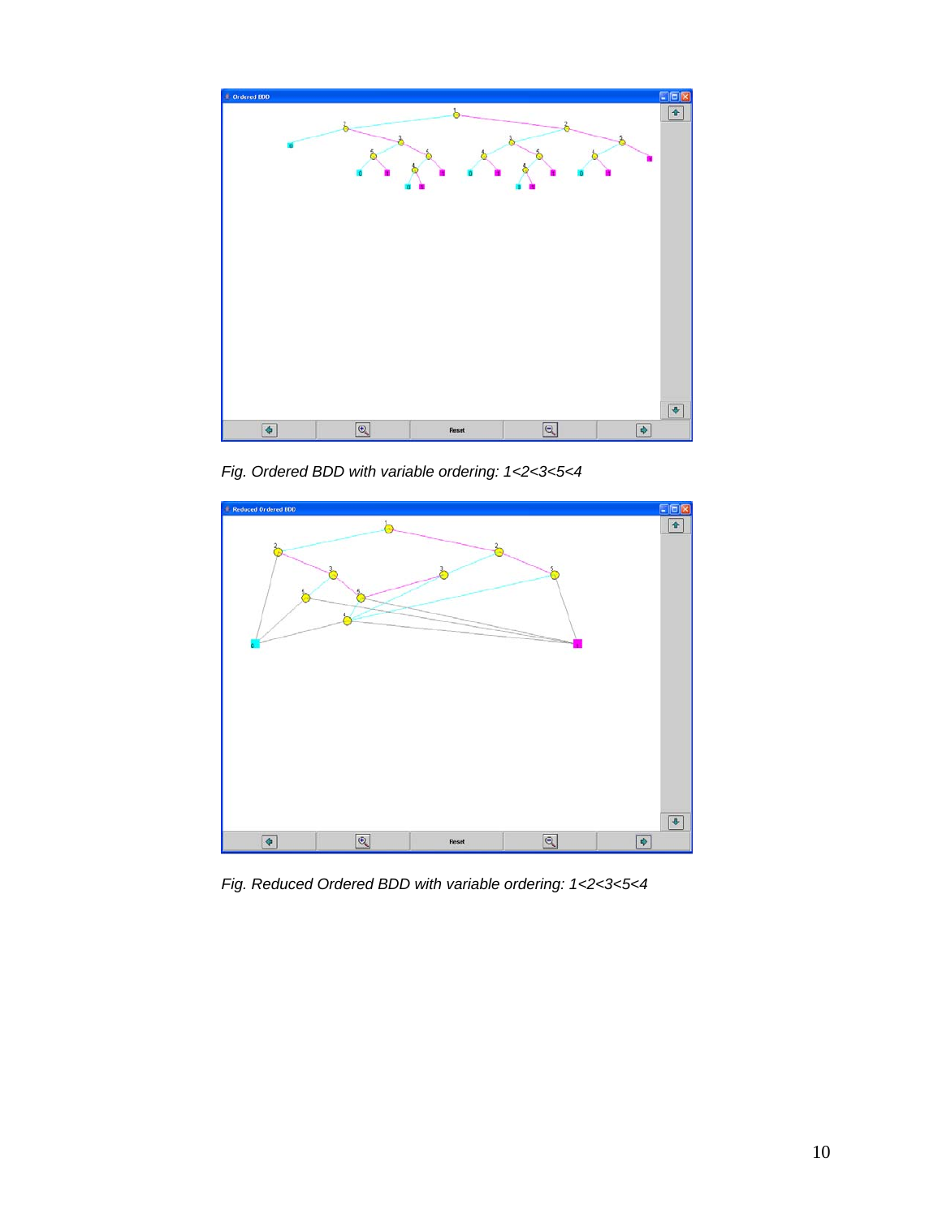Fig. *Ordered BDD with variable ordering: 1<2<3<5<4*

Fig. *Reduced Ordered BDD with variable ordering: 1<2<3<5<4*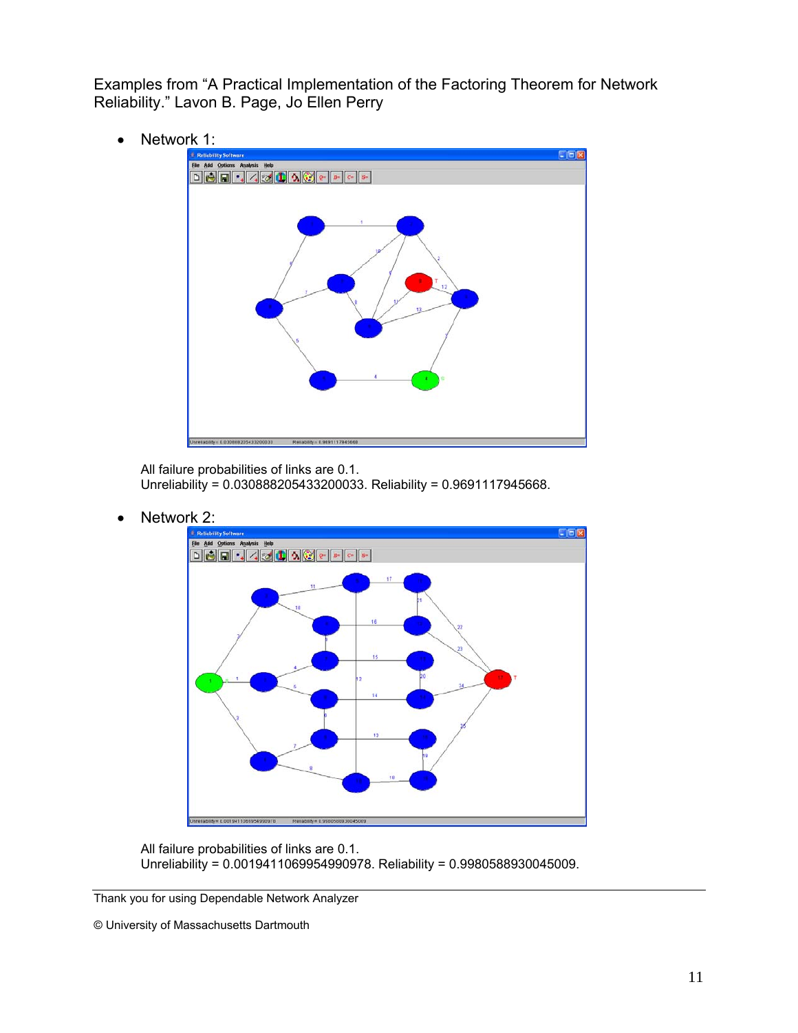Examples from "A Practical Implementation of the Factoring Theorem for Network Reliability." Lavon B. Page, Jo Ellen Perry

- Network 1:

All failure probabilities of links are 0.1.
Unreliability = 0.030888205433200033. Reliability = 0.9691117945668.

- Network 2:

All failure probabilities of links are 0.1.
Unreliability = 0.0019411069954990978. Reliability = 0.9980588930045009.

---

Thank you for using Dependable Network Analyzer

© University of Massachusetts Dartmouth